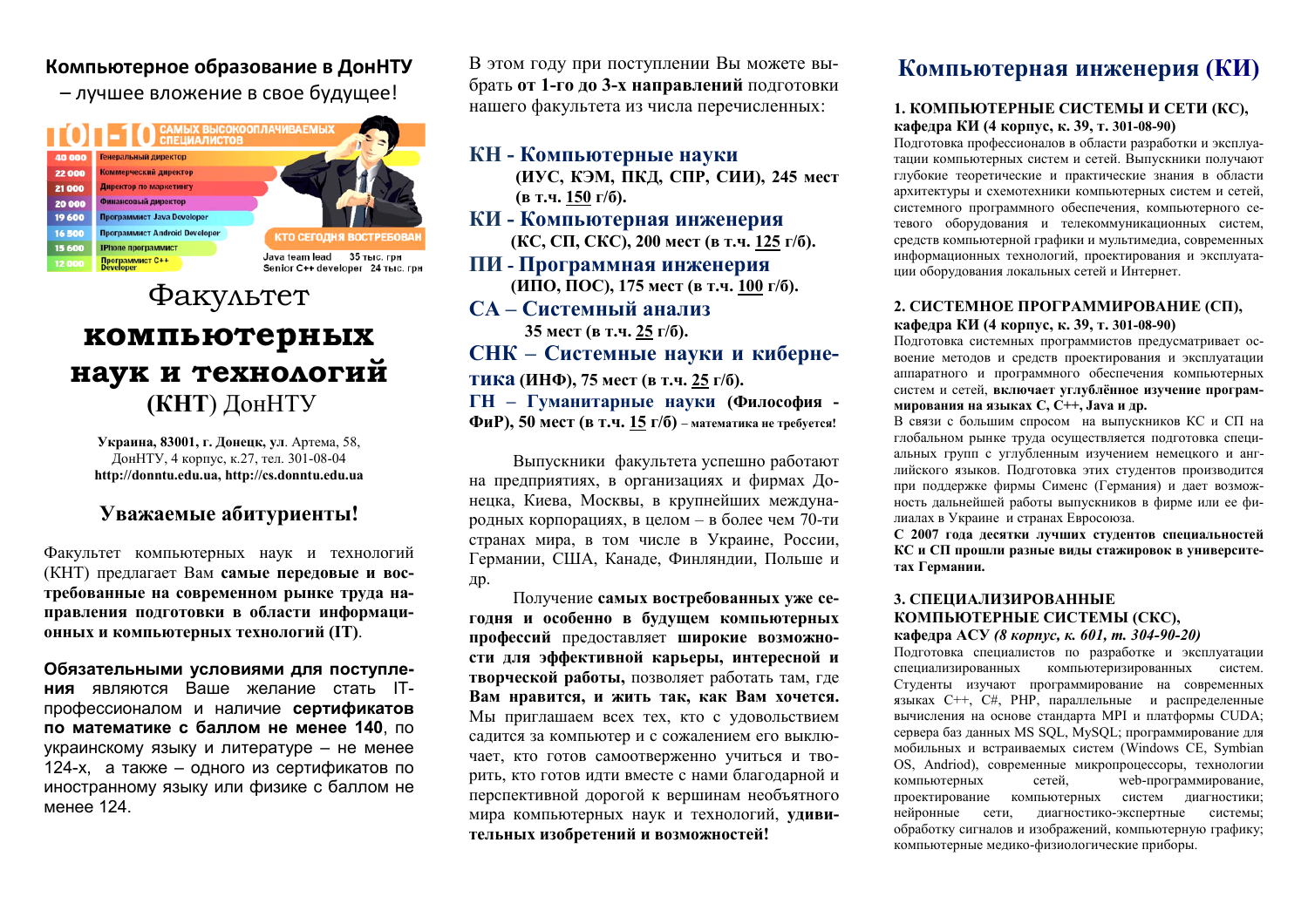**Компьютерное образование в ДонНТУ** – лучшее вложение в свое будущее!

ТОП-10 САМЫХ ВЫСОКООПЛАЧИВАЕМЫХ СПЕЦИАЛИСТОВ

| Зарплата | Должность |
|---|---|
| 40 000 | Генеральный директор |
| 22 000 | Коммерческий директор |
| 21 000 | Директор по маркетингу |
| 20 000 | Финансовый директор |
| 19 600 | Программист Java Developer |
| 16 500 | Программист Android Developer |
| 15 600 | IPhone программист |
| 12 000 | Программист C++ Developer |

КТО СЕГОДНЯ ВОСТРЕБОВАН

Java team lead 35 тыс. грн
Senior C++ developer 24 тыс. грн

# Факультет компьютерных наук и технологий (КНТ) ДонНТУ

**Украина, 83001, г. Донецк, ул**. Артема, 58, ДонНТУ, 4 корпус, к.27, тел. 301-08-04
**http://donntu.edu.ua, http://cs.donntu.edu.ua**

## Уважаемые абитуриенты!

Факультет компьютерных наук и технологий (КНТ) предлагает Вам **самые передовые и востребованные на современном рынке труда направления подготовки в области информационных и компьютерных технологий (IT)**.

**Обязательными условиями для поступления** являются Ваше желание стать IT-профессионалом и наличие **сертификатов по математике с баллом не менее 140**, по украинскому языку и литературе – не менее 124-х, а также – одного из сертификатов по иностранному языку или физике с баллом не менее 124.

В этом году при поступлении Вы можете выбрать **от 1-го до 3-х направлений** подготовки нашего факультета из числа перечисленных:

**КН - Компьютерные науки**
**(ИУС, КЭМ, ПКД, СПР, СИИ), 245 мест (в т.ч. 150 г/б).**

**КИ - Компьютерная инженерия**
**(КС, СП, СКС), 200 мест (в т.ч. 125 г/б).**

**ПИ - Программная инженерия**
**(ИПО, ПОС), 175 мест (в т.ч. 100 г/б).**

**СА – Системный анализ**
**35 мест (в т.ч. 25 г/б).**

**СНК – Системные науки и кибернетика (ИНФ), 75 мест (в т.ч. 25 г/б).**

**ГН – Гуманитарные науки (Философия - ФиР), 50 мест (в т.ч. 15 г/б) – математика не требуется!**

Выпускники факультета успешно работают на предприятиях, в организациях и фирмах Донецка, Киева, Москвы, в крупнейших международных корпорациях, в целом – в более чем 70-ти странах мира, в том числе в Украине, России, Германии, США, Канаде, Финляндии, Польше и др.

Получение **самых востребованных уже сегодня и особенно в будущем компьютерных профессий** предоставляет **широкие возможности для эффективной карьеры, интересной и творческой работы,** позволяет работать там, где **Вам нравится, и жить так, как Вам хочется.** Мы приглашаем всех тех, кто с удовольствием садится за компьютер и с сожалением его выключает, кто готов самоотверженно учиться и творить, кто готов идти вместе с нами благодарной и перспективной дорогой к вершинам необъятного мира компьютерных наук и технологий, **удивительных изобретений и возможностей!**

# Компьютерная инженерия (КИ)

### 1. КОМПЬЮТЕРНЫЕ СИСТЕМЫ И СЕТИ (КС), кафедра КИ (4 корпус, к. 39, т. 301-08-90)

Подготовка профессионалов в области разработки и эксплуатации компьютерных систем и сетей. Выпускники получают глубокие теоретические и практические знания в области архитектуры и схемотехники компьютерных систем и сетей, системного программного обеспечения, компьютерного сетевого оборудования и телекоммуникационных систем, средств компьютерной графики и мультимедиа, современных информационных технологий, проектирования и эксплуатации оборудования локальных сетей и Интернет.

### 2. СИСТЕМНОЕ ПРОГРАММИРОВАНИЕ (СП), кафедра КИ (4 корпус, к. 39, т. 301-08-90)

Подготовка системных программистов предусматривает освоение методов и средств проектирования и эксплуатации аппаратного и программного обеспечения компьютерных систем и сетей, **включает углублённое изучение программирования на языках C, C++, Java и др.**

В связи с большим спросом на выпускников КС и СП на глобальном рынке труда осуществляется подготовка специальных групп с углубленным изучением немецкого и английского языков. Подготовка этих студентов производится при поддержке фирмы Сименс (Германия) и дает возможность дальнейшей работы выпускников в фирме или ее филиалах в Украине и странах Евросоюза.

**С 2007 года десятки лучших студентов специальностей КС и СП прошли разные виды стажировок в университетах Германии.**

### 3. СПЕЦИАЛИЗИРОВАННЫЕ КОМПЬЮТЕРНЫЕ СИСТЕМЫ (СКС), кафедра АСУ *(8 корпус, к. 601, т. 304-90-20)*

Подготовка специалистов по разработке и эксплуатации специализированных компьютеризированных систем. Студенты изучают программирование на современных языках C++, C#, PHP, параллельные и распределенные вычисления на основе стандарта MPI и платформы CUDA; сервера баз данных MS SQL, MySQL; программирование для мобильных и встраиваемых систем (Windows CE, Symbian OS, Andriod), современные микропроцессоры, технологии компьютерных сетей, web-программирование, проектирование компьютерных систем диагностики; нейронные сети, диагностико-экспертные системы; обработку сигналов и изображений, компьютерную графику; компьютерные медико-физиологические приборы.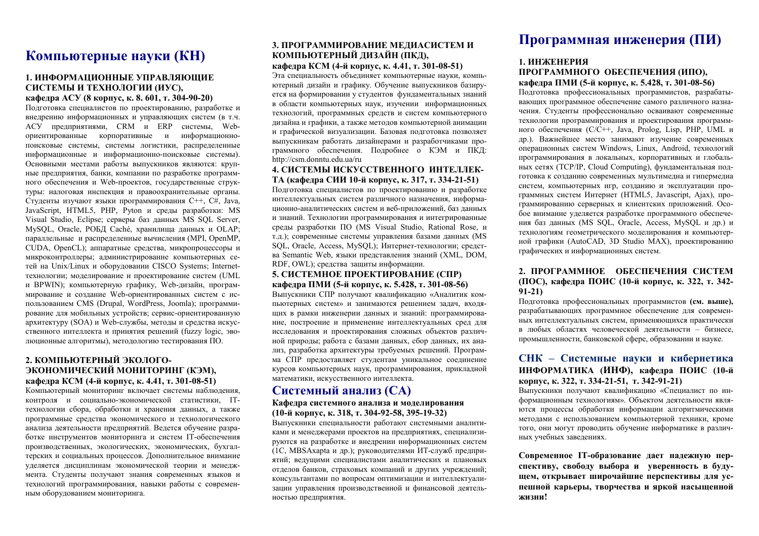# Компьютерные науки (КН)

### 1. ИНФОРМАЦИОННЫЕ УПРАВЛЯЮЩИЕ СИСТЕМЫ И ТЕХНОЛОГИИ (ИУС), кафедра АСУ (8 корпус, к. 8. 601, т. 304-90-20)

Подготовка специалистов по проектированию, разработке и внедрению информационных и управляющих систем (в т.ч. АСУ предприятиями, CRM и ERP системы, Web-ориентированные корпоративные и информационно-поисковые системы, системы логистики, распределенные информационные и информационно-поисковые системы). Основными местами работы выпускников являются: крупные предприятия, банки, компании по разработке программного обеспечения и Web-проектов, государственные структуры: налоговая инспекция и правоохранительные органы. Студенты изучают языки программирования С++, C#, Java, JavaScript, HTML5, PHP, Pyton и среды разработки: MS Visual Studio, Eclipse; серверы баз данных MS SQL Server, MySQL, Oracle, РОБД Caché, хранилища данных и OLAP; параллельные и распределенные вычисления (MPI, OpenMP, CUDA, OpenCL); аппаратные средства, микропроцессоры и микроконтроллеры; администрирование компьютерных сетей на Unix/Linux и оборудовании CISCO Systems; Internet-технологии; моделирование и проектирование систем (UML и BPWIN); компьютерную графику, Web-дизайн, программирование и создание Web-ориентированных систем с использованием CMS (Drupal, WordPress, Joomla); программирование для мобильных устройств; сервис-ориентированную архитектуру (SOA) и Web-службы, методы и средства искусственного интеллекта и принятия решений (fuzzy logic, эволюционные алгоритмы), методологию тестирования ПО.

### 2. КОМПЬЮТЕРНЫЙ ЭКОЛОГО-ЭКОНОМИЧЕСКИЙ МОНИТОРИНГ (КЭМ), кафедра КСМ (4-й корпус, к. 4.41, т. 301-08-51)

Компьютерный мониторинг включает системы наблюдения, контроля и социально-экономической статистики, IT-технологии сбора, обработки и хранения данных, а также программные средства экономического и технологического анализа деятельности предприятий. Ведется обучение разработке инструментов мониторинга и систем IT-обеспечения производственных, экологических, экономических, бухгалтерских и социальных процессов. Дополнительное внимание уделяется дисциплинам экономической теории и менеджмента. Студенты получают знания современных языков и технологий программирования, навыки работы с современным оборудованием мониторинга.

### 3. ПРОГРАММИРОВАНИЕ МЕДИАСИСТЕМ И КОМПЬЮТЕРНЫЙ ДИЗАЙН (ПКД), кафедра КСМ (4-й корпус, к. 4.41, т. 301-08-51)

Эта специальность объединяет компьютерные науки, компьютерный дизайн и графику. Обучение выпускников базируется на формировании у студентов фундаментальных знаний в области компьютерных наук, изучении информационных технологий, программных средств и систем компьютерного дизайна и графики, а также методов компьютерной анимации и графической визуализации. Базовая подготовка позволяет выпускникам работать дизайнерами и разработчиками программного обеспечения. Подробнее о КЭМ и ПКД: http://csm.donntu.edu.ua/ru

### 4. СИСТЕМЫ ИСКУССТВЕННОГО ИНТЕЛЛЕКТА (кафедра СИИ 10-й корпус, к. 317, т. 334-21-51)

Подготовка специалистов по проектированию и разработке интеллектуальных систем различного назначения, информационно-аналитических систем и веб-приложений, баз данных и знаний. Технологии программирования и интегрированные среды разработки ПО (MS Visual Studio, Rational Rose, и т.д.); современные системы управления базами данных (MS SQL, Oracle, Access, MySQL); Интернет-технологии; средства Semantic Web, языки представления знаний (XML, DOM, RDF, OWL); средства защиты информации.

### 5. СИСТЕМНОЕ ПРОЕКТИРОВАНИЕ (СПР) кафедра ПМИ (5-й корпус, к. 5.428, т. 301-08-56)

Выпускники СПР получают квалификацию «Аналитик компьютерных систем» и занимаются решением задач, входящих в рамки инженерии данных и знаний: программирование, построение и применение интеллектуальных сред для исследования и проектирования сложных объектов различной природы; работа с базами данных, сбор данных, их анализ, разработка архитектуры требуемых решений. Программа СПР предоставляет студентам уникальное соединение курсов компьютерных наук, программирования, прикладной математики, искусственного интеллекта.

# Системный анализ (СА)

### Кафедра системного анализа и моделирования (10-й корпус, к. 318, т. 304-92-58, 395-19-32)

Выпускники специальности работают системными аналитиками и менеджерами проектов на предприятиях, специализируются на разработке и внедрении информационных систем (1С, MBSAxapta и др.); руководителями ИТ-служб предприятий; ведущими специалистами аналитических и плановых отделов банков, страховых компаний и других учреждений; консультантами по вопросам оптимизации и интеллектуализации управления производственной и финансовой деятельностью предприятия.

# Программная инженерия (ПИ)

### 1. ИНЖЕНЕРИЯ ПРОГРАММНОГО ОБЕСПЕЧЕНИЯ (ИПО), кафедра ПМИ (5-й корпус, к. 5.428, т. 301-08-56)

Подготовка профессиональных программистов, разрабатывающих программное обеспечение самого различного назначения. Студенты профессионально осваивают современные технологии программирования и проектирования программного обеспечения (C/C++, Java, Prolog, Lisp, PHP, UML и др.). Важнейшее место занимают изучение современных операционных систем Windows, Linux, Android, технологий программирования в локальных, корпоративных и глобальных сетях (TCP/IP, Cloud Computing), фундаментальная подготовка к созданию современных мультимедиа и гипермедиа систем, компьютерных игр, созданию и эксплуатации программных систем Интернет (HTML5, Javascript, Ajax), программированию серверных и клиентских приложений. Особое внимание уделяется разработке программного обеспечения баз данных (MS SQL, Oracle, Access, MySQL и др.) и технологиям геометрического моделирования и компьютерной графики (AutoCAD, 3D Studio MAX), проектированию графических и информационных систем.

### 2. ПРОГРАММНОЕ ОБЕСПЕЧЕНИЯ СИСТЕМ (ПОС), кафедра ПОИС (10-й корпус, к. 322, т. 342-91-21)

Подготовка профессиональных программистов **(см. выше),** разрабатывающих программное обеспечение для современных интеллектуальных систем, применяющихся практически в любых областях человеческой деятельности – бизнесе, промышленности, банковской сфере, образовании и науке.

## СНК – Системные науки и кибернетика

### ИНФОРМАТИКА (ИНФ), кафедра ПОИС (10-й корпус, к. 322, т. 334-21-51, т. 342-91-21)

Выпускники получают квалификацию «Специалист по информационным технологиям». Объектом деятельности являются процессы обработки информации алгоритмическими методами с использованием компьютерной техники, кроме того, они могут проводить обучение информатике в различных учебных заведениях.

**Современное IT-образование дает надежную перспективу, свободу выбора и уверенность в будущем, открывает широчайшие перспективы для успешной карьеры, творчества и яркой насыщенной жизни!**